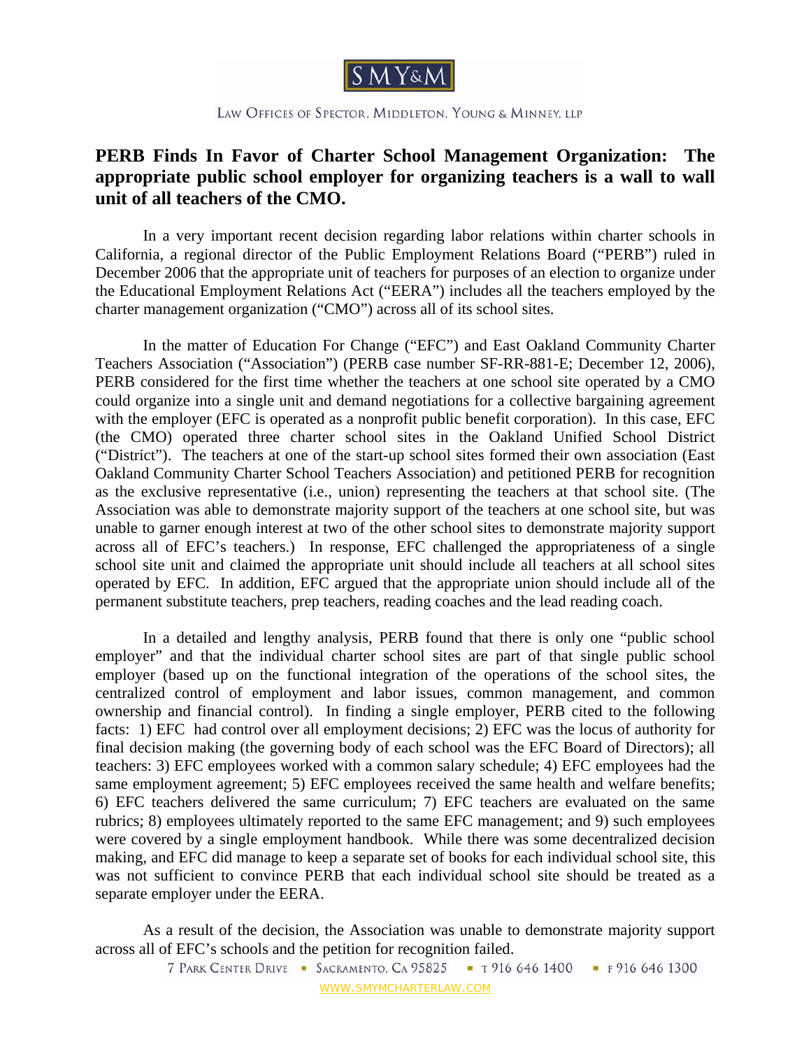# PERB Finds In Favor of Charter School Management Organization: The appropriate public school employer for organizing teachers is a wall to wall unit of all teachers of the CMO.

In a very important recent decision regarding labor relations within charter schools in California, a regional director of the Public Employment Relations Board ("PERB") ruled in December 2006 that the appropriate unit of teachers for purposes of an election to organize under the Educational Employment Relations Act ("EERA") includes all the teachers employed by the charter management organization ("CMO") across all of its school sites.

In the matter of Education For Change ("EFC") and East Oakland Community Charter Teachers Association ("Association") (PERB case number SF-RR-881-E; December 12, 2006), PERB considered for the first time whether the teachers at one school site operated by a CMO could organize into a single unit and demand negotiations for a collective bargaining agreement with the employer (EFC is operated as a nonprofit public benefit corporation). In this case, EFC (the CMO) operated three charter school sites in the Oakland Unified School District ("District"). The teachers at one of the start-up school sites formed their own association (East Oakland Community Charter School Teachers Association) and petitioned PERB for recognition as the exclusive representative (i.e., union) representing the teachers at that school site. (The Association was able to demonstrate majority support of the teachers at one school site, but was unable to garner enough interest at two of the other school sites to demonstrate majority support across all of EFC's teachers.) In response, EFC challenged the appropriateness of a single school site unit and claimed the appropriate unit should include all teachers at all school sites operated by EFC. In addition, EFC argued that the appropriate union should include all of the permanent substitute teachers, prep teachers, reading coaches and the lead reading coach.

In a detailed and lengthy analysis, PERB found that there is only one "public school employer" and that the individual charter school sites are part of that single public school employer (based up on the functional integration of the operations of the school sites, the centralized control of employment and labor issues, common management, and common ownership and financial control). In finding a single employer, PERB cited to the following facts: 1) EFC had control over all employment decisions; 2) EFC was the locus of authority for final decision making (the governing body of each school was the EFC Board of Directors); all teachers: 3) EFC employees worked with a common salary schedule; 4) EFC employees had the same employment agreement; 5) EFC employees received the same health and welfare benefits; 6) EFC teachers delivered the same curriculum; 7) EFC teachers are evaluated on the same rubrics; 8) employees ultimately reported to the same EFC management; and 9) such employees were covered by a single employment handbook. While there was some decentralized decision making, and EFC did manage to keep a separate set of books for each individual school site, this was not sufficient to convince PERB that each individual school site should be treated as a separate employer under the EERA.

As a result of the decision, the Association was unable to demonstrate majority support across all of EFC's schools and the petition for recognition failed.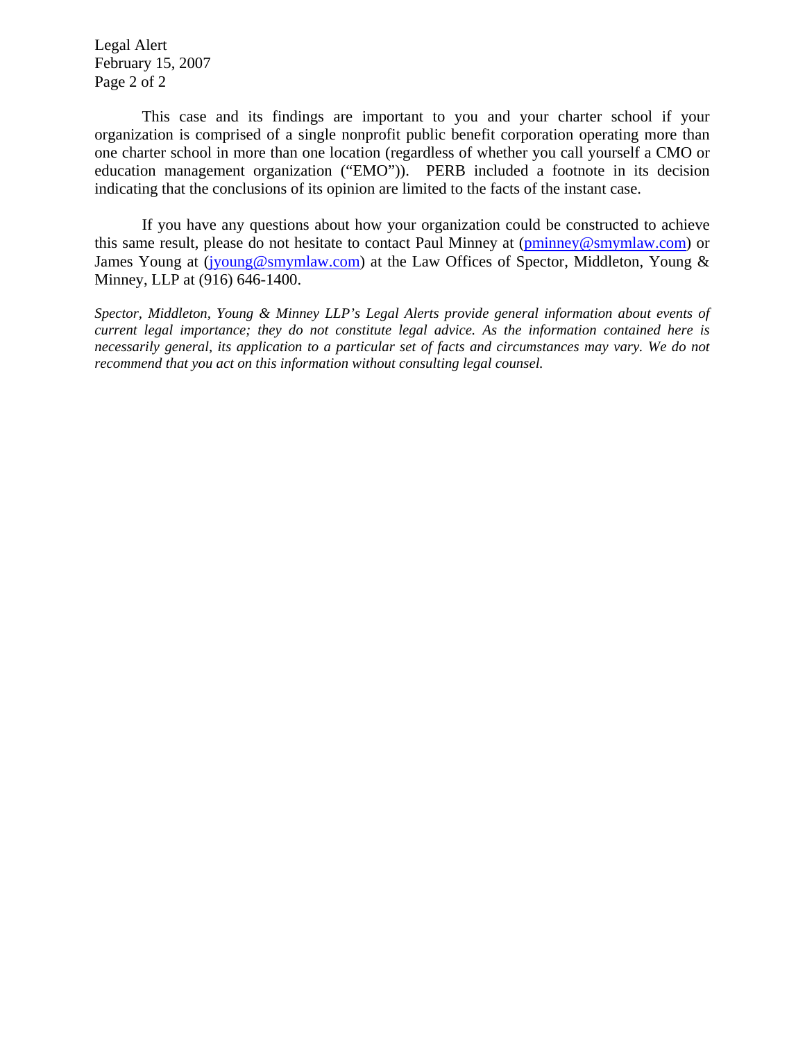This case and its findings are important to you and your charter school if your organization is comprised of a single nonprofit public benefit corporation operating more than one charter school in more than one location (regardless of whether you call yourself a CMO or education management organization ("EMO")). PERB included a footnote in its decision indicating that the conclusions of its opinion are limited to the facts of the instant case.

If you have any questions about how your organization could be constructed to achieve this same result, please do not hesitate to contact Paul Minney at (pminney@smymlaw.com) or James Young at (jyoung@smymlaw.com) at the Law Offices of Spector, Middleton, Young & Minney, LLP at (916) 646-1400.

*Spector, Middleton, Young & Minney LLP's Legal Alerts provide general information about events of current legal importance; they do not constitute legal advice. As the information contained here is necessarily general, its application to a particular set of facts and circumstances may vary. We do not recommend that you act on this information without consulting legal counsel.*